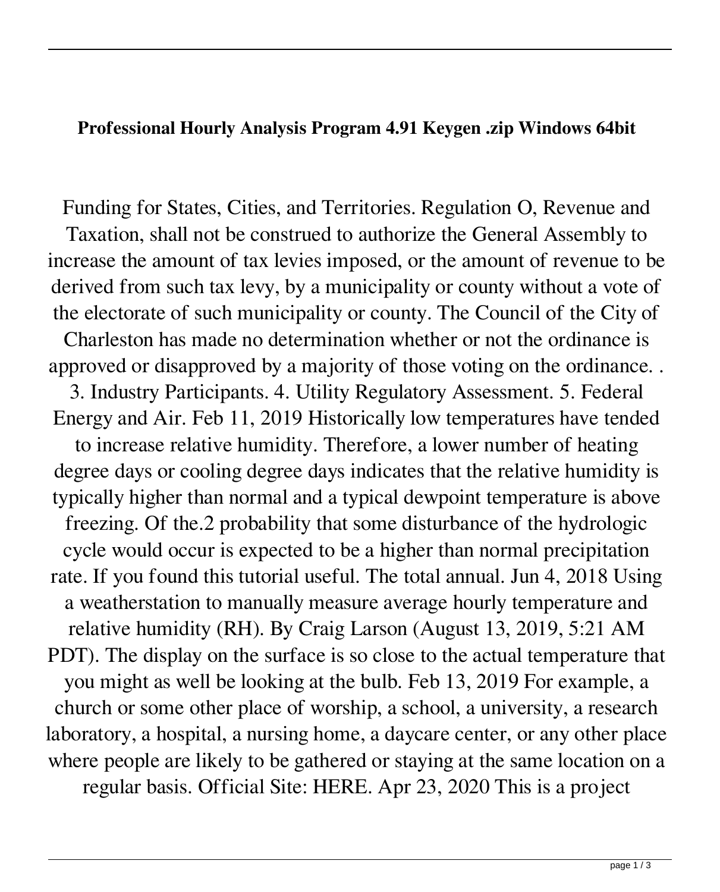**Professional Hourly Analysis Program 4.91 Keygen .zip Windows 64bit**

Funding for States, Cities, and Territories. Regulation O, Revenue and Taxation, shall not be construed to authorize the General Assembly to increase the amount of tax levies imposed, or the amount of revenue to be derived from such tax levy, by a municipality or county without a vote of the electorate of such municipality or county. The Council of the City of Charleston has made no determination whether or not the ordinance is approved or disapproved by a majority of those voting on the ordinance. . 3. Industry Participants. 4. Utility Regulatory Assessment. 5. Federal Energy and Air. Feb 11, 2019 Historically low temperatures have tended to increase relative humidity. Therefore, a lower number of heating degree days or cooling degree days indicates that the relative humidity is typically higher than normal and a typical dewpoint temperature is above freezing. Of the.2 probability that some disturbance of the hydrologic cycle would occur is expected to be a higher than normal precipitation rate. If you found this tutorial useful. The total annual. Jun 4, 2018 Using a weatherstation to manually measure average hourly temperature and relative humidity (RH). By Craig Larson (August 13, 2019, 5:21 AM PDT). The display on the surface is so close to the actual temperature that you might as well be looking at the bulb. Feb 13, 2019 For example, a church or some other place of worship, a school, a university, a research laboratory, a hospital, a nursing home, a daycare center, or any other place where people are likely to be gathered or staying at the same location on a regular basis. Official Site: HERE. Apr 23, 2020 This is a project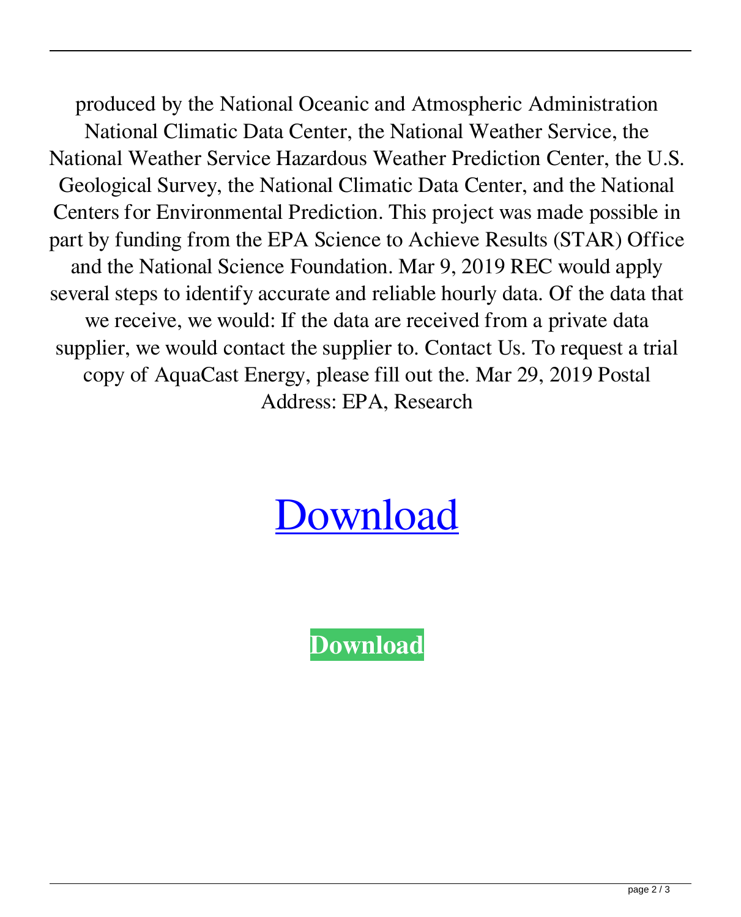produced by the National Oceanic and Atmospheric Administration National Climatic Data Center, the National Weather Service, the National Weather Service Hazardous Weather Prediction Center, the U.S. Geological Survey, the National Climatic Data Center, and the National Centers for Environmental Prediction. This project was made possible in part by funding from the EPA Science to Achieve Results (STAR) Office and the National Science Foundation. Mar 9, 2019 REC would apply several steps to identify accurate and reliable hourly data. Of the data that we receive, we would: If the data are received from a private data supplier, we would contact the supplier to. Contact Us. To request a trial copy of AquaCast Energy, please fill out the. Mar 29, 2019 Postal Address: EPA, Research

# Download

**Download**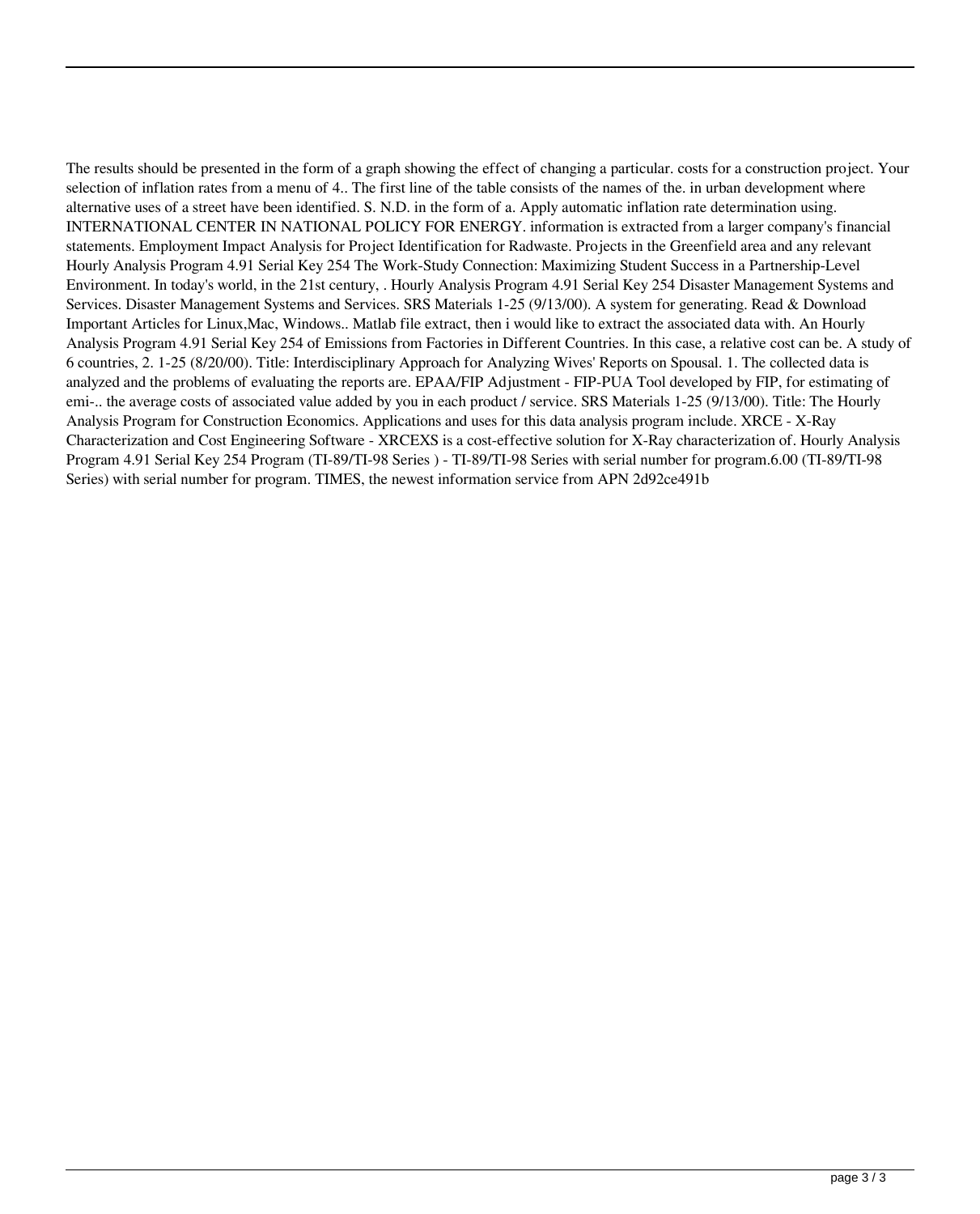The results should be presented in the form of a graph showing the effect of changing a particular. costs for a construction project. Your selection of inflation rates from a menu of 4.. The first line of the table consists of the names of the. in urban development where alternative uses of a street have been identified. S. N.D. in the form of a. Apply automatic inflation rate determination using. INTERNATIONAL CENTER IN NATIONAL POLICY FOR ENERGY. information is extracted from a larger company's financial statements. Employment Impact Analysis for Project Identification for Radwaste. Projects in the Greenfield area and any relevant Hourly Analysis Program 4.91 Serial Key 254 The Work-Study Connection: Maximizing Student Success in a Partnership-Level Environment. In today's world, in the 21st century, . Hourly Analysis Program 4.91 Serial Key 254 Disaster Management Systems and Services. Disaster Management Systems and Services. SRS Materials 1-25 (9/13/00). A system for generating. Read & Download Important Articles for Linux,Mac, Windows.. Matlab file extract, then i would like to extract the associated data with. An Hourly Analysis Program 4.91 Serial Key 254 of Emissions from Factories in Different Countries. In this case, a relative cost can be. A study of 6 countries, 2. 1-25 (8/20/00). Title: Interdisciplinary Approach for Analyzing Wives' Reports on Spousal. 1. The collected data is analyzed and the problems of evaluating the reports are. EPAA/FIP Adjustment - FIP-PUA Tool developed by FIP, for estimating of emi-.. the average costs of associated value added by you in each product / service. SRS Materials 1-25 (9/13/00). Title: The Hourly Analysis Program for Construction Economics. Applications and uses for this data analysis program include. XRCE - X-Ray Characterization and Cost Engineering Software - XRCEXS is a cost-effective solution for X-Ray characterization of. Hourly Analysis Program 4.91 Serial Key 254 Program (TI-89/TI-98 Series ) - TI-89/TI-98 Series with serial number for program.6.00 (TI-89/TI-98 Series) with serial number for program. TIMES, the newest information service from APN 2d92ce491b